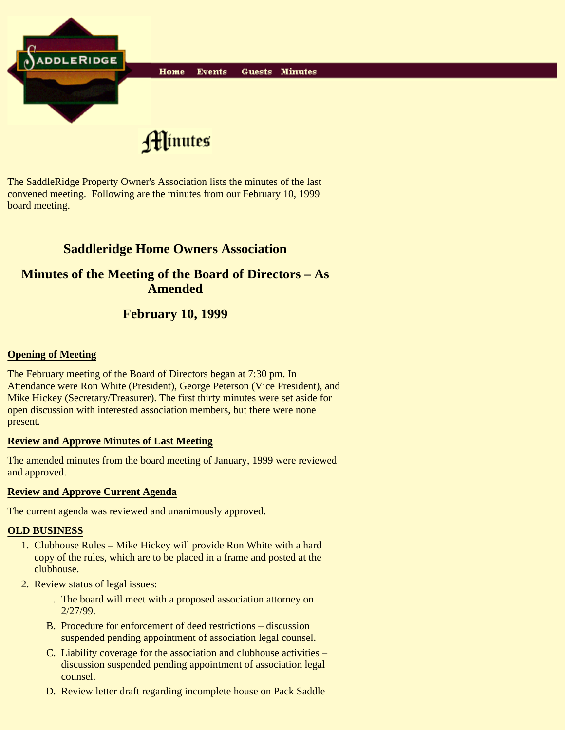Home Events Guests Minutes

# Minutes

The SaddleRidge Property Owner's Association lists the minutes of the last convened meeting. Following are the minutes from our February 10, 1999 board meeting.

## Saddleridge Home Owners Association

## Minutes of the Meeting of the Board of Directors – As Amended

## February 10, 1999

**Opening of Meeting**

The February meeting of the Board of Directors began at 7:30 pm. In Attendance were Ron White (President), George Peterson (Vice President), and Mike Hickey (Secretary/Treasurer). The first thirty minutes were set aside for open discussion with interested association members, but there were none present.

**Review and Approve Minutes of Last Meeting**

The amended minutes from the board meeting of January, 1999 were reviewed and approved.

**Review and Approve Current Agenda**

The current agenda was reviewed and unanimously approved.

**OLD BUSINESS**

1. Clubhouse Rules – Mike Hickey will provide Ron White with a hard copy of the rules, which are to be placed in a frame and posted at the clubhouse.
2. Review status of legal issues:
   . The board will meet with a proposed association attorney on 2/27/99.
   B. Procedure for enforcement of deed restrictions – discussion suspended pending appointment of association legal counsel.
   C. Liability coverage for the association and clubhouse activities – discussion suspended pending appointment of association legal counsel.
   D. Review letter draft regarding incomplete house on Pack Saddle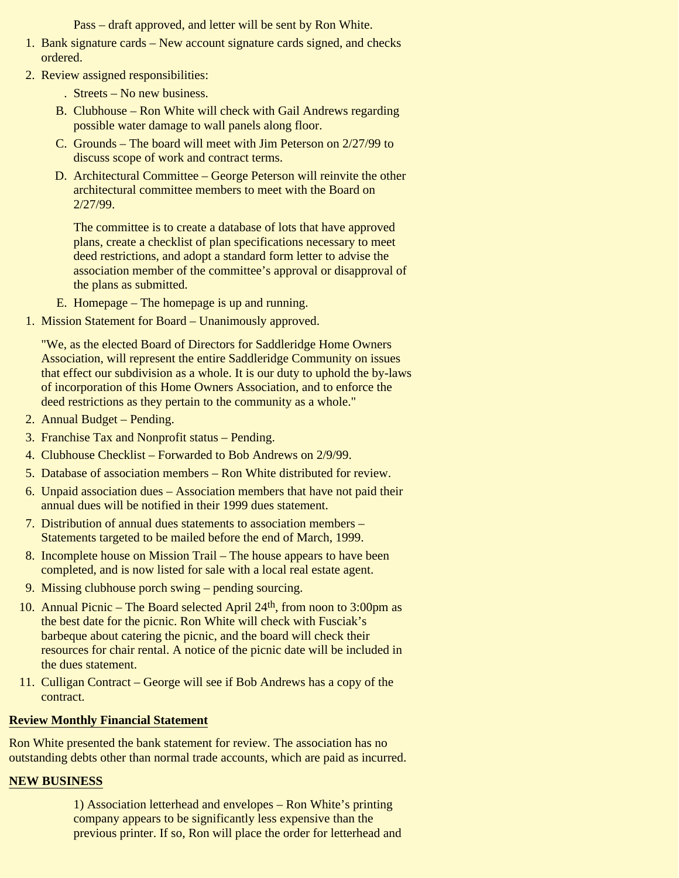Pass – draft approved, and letter will be sent by Ron White.

1. Bank signature cards – New account signature cards signed, and checks ordered.
2. Review assigned responsibilities:
   . Streets – No new business.
   B. Clubhouse – Ron White will check with Gail Andrews regarding possible water damage to wall panels along floor.
   C. Grounds – The board will meet with Jim Peterson on 2/27/99 to discuss scope of work and contract terms.
   D. Architectural Committee – George Peterson will reinvite the other architectural committee members to meet with the Board on 2/27/99.

      The committee is to create a database of lots that have approved plans, create a checklist of plan specifications necessary to meet deed restrictions, and adopt a standard form letter to advise the association member of the committee's approval or disapproval of the plans as submitted.

   E. Homepage – The homepage is up and running.

1. Mission Statement for Board – Unanimously approved.

   "We, as the elected Board of Directors for Saddleridge Home Owners Association, will represent the entire Saddleridge Community on issues that effect our subdivision as a whole. It is our duty to uphold the by-laws of incorporation of this Home Owners Association, and to enforce the deed restrictions as they pertain to the community as a whole."

2. Annual Budget – Pending.
3. Franchise Tax and Nonprofit status – Pending.
4. Clubhouse Checklist – Forwarded to Bob Andrews on 2/9/99.
5. Database of association members – Ron White distributed for review.
6. Unpaid association dues – Association members that have not paid their annual dues will be notified in their 1999 dues statement.
7. Distribution of annual dues statements to association members – Statements targeted to be mailed before the end of March, 1999.
8. Incomplete house on Mission Trail – The house appears to have been completed, and is now listed for sale with a local real estate agent.
9. Missing clubhouse porch swing – pending sourcing.
10. Annual Picnic – The Board selected April 24th, from noon to 3:00pm as the best date for the picnic. Ron White will check with Fusciak's barbeque about catering the picnic, and the board will check their resources for chair rental. A notice of the picnic date will be included in the dues statement.
11. Culligan Contract – George will see if Bob Andrews has a copy of the contract.

**Review Monthly Financial Statement**

Ron White presented the bank statement for review. The association has no outstanding debts other than normal trade accounts, which are paid as incurred.

**NEW BUSINESS**

1) Association letterhead and envelopes – Ron White's printing company appears to be significantly less expensive than the previous printer. If so, Ron will place the order for letterhead and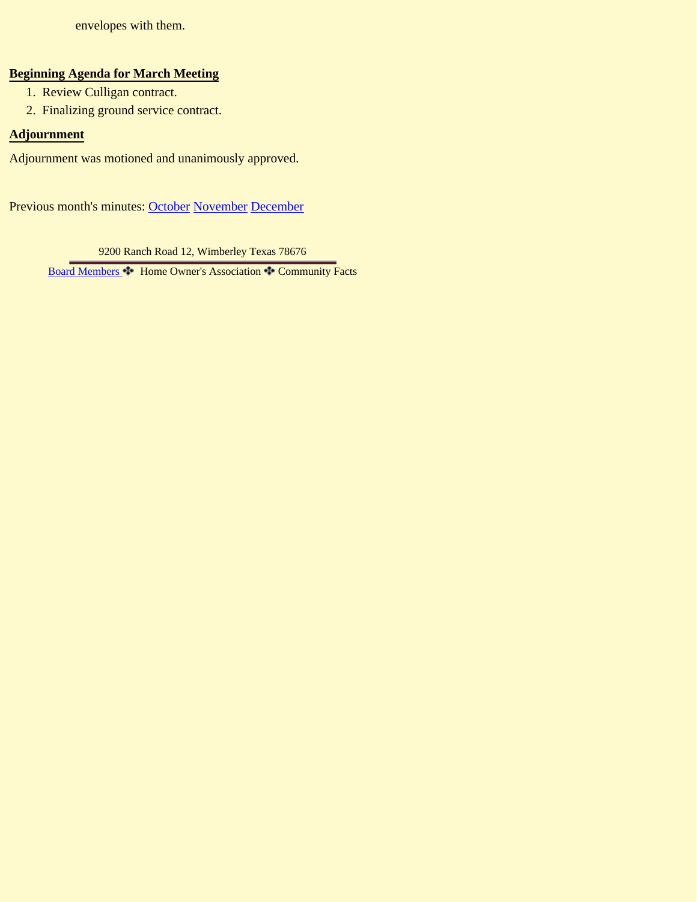envelopes with them.

**Beginning Agenda for March Meeting**

1. Review Culligan contract.
2. Finalizing ground service contract.

**Adjournment**

Adjournment was motioned and unanimously approved.

Previous month's minutes: October November December

9200 Ranch Road 12, Wimberley Texas 78676

Board Members ✤ Home Owner's Association ✤ Community Facts